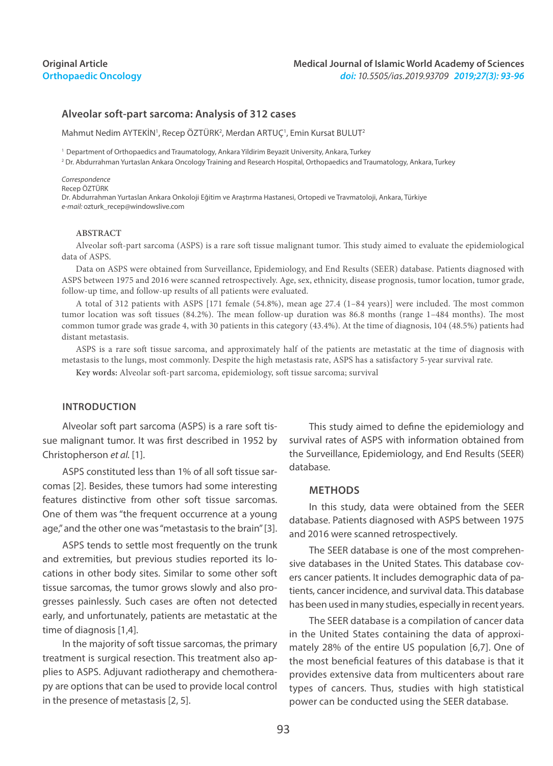Original Article
Orthopaedic Oncology

Medical Journal of Islamic World Academy of Sciences
*doi:* 10.5505/ias.2019.93709 2019;27(3): 93-96

# Alveolar soft-part sarcoma: Analysis of 312 cases

Mahmut Nedim AYTEKİN[1], Recep ÖZTÜRK[2], Merdan ARTUÇ[1], Emin Kursat BULUT[2]

[1] Department of Orthopaedics and Traumatology, Ankara Yildirim Beyazit University, Ankara, Turkey
[2] Dr. Abdurrahman Yurtaslan Ankara Oncology Training and Research Hospital, Orthopaedics and Traumatology, Ankara, Turkey

*Correspondence*
Recep ÖZTÜRK
Dr. Abdurrahman Yurtaslan Ankara Onkoloji Eğitim ve Araştırma Hastanesi, Ortopedi ve Travmatoloji, Ankara, Türkiye
*e-mail:* ozturk_recep@windowslive.com

## ABSTRACT

Alveolar soft-part sarcoma (ASPS) is a rare soft tissue malignant tumor. This study aimed to evaluate the epidemiological data of ASPS.

Data on ASPS were obtained from Surveillance, Epidemiology, and End Results (SEER) database. Patients diagnosed with ASPS between 1975 and 2016 were scanned retrospectively. Age, sex, ethnicity, disease prognosis, tumor location, tumor grade, follow-up time, and follow-up results of all patients were evaluated.

A total of 312 patients with ASPS [171 female (54.8%), mean age 27.4 (1–84 years)] were included. The most common tumor location was soft tissues (84.2%). The mean follow-up duration was 86.8 months (range 1–484 months). The most common tumor grade was grade 4, with 30 patients in this category (43.4%). At the time of diagnosis, 104 (48.5%) patients had distant metastasis.

ASPS is a rare soft tissue sarcoma, and approximately half of the patients are metastatic at the time of diagnosis with metastasis to the lungs, most commonly. Despite the high metastasis rate, ASPS has a satisfactory 5-year survival rate.

**Key words:** Alveolar soft-part sarcoma, epidemiology, soft tissue sarcoma; survival

## INTRODUCTION

Alveolar soft part sarcoma (ASPS) is a rare soft tissue malignant tumor. It was first described in 1952 by Christopherson *et al.* [1].

ASPS constituted less than 1% of all soft tissue sarcomas [2]. Besides, these tumors had some interesting features distinctive from other soft tissue sarcomas. One of them was "the frequent occurrence at a young age," and the other one was "metastasis to the brain" [3].

ASPS tends to settle most frequently on the trunk and extremities, but previous studies reported its locations in other body sites. Similar to some other soft tissue sarcomas, the tumor grows slowly and also progresses painlessly. Such cases are often not detected early, and unfortunately, patients are metastatic at the time of diagnosis [1,4].

In the majority of soft tissue sarcomas, the primary treatment is surgical resection. This treatment also applies to ASPS. Adjuvant radiotherapy and chemotherapy are options that can be used to provide local control in the presence of metastasis [2, 5].

This study aimed to define the epidemiology and survival rates of ASPS with information obtained from the Surveillance, Epidemiology, and End Results (SEER) database.

## METHODS

In this study, data were obtained from the SEER database. Patients diagnosed with ASPS between 1975 and 2016 were scanned retrospectively.

The SEER database is one of the most comprehensive databases in the United States. This database covers cancer patients. It includes demographic data of patients, cancer incidence, and survival data. This database has been used in many studies, especially in recent years.

The SEER database is a compilation of cancer data in the United States containing the data of approximately 28% of the entire US population [6,7]. One of the most beneficial features of this database is that it provides extensive data from multicenters about rare types of cancers. Thus, studies with high statistical power can be conducted using the SEER database.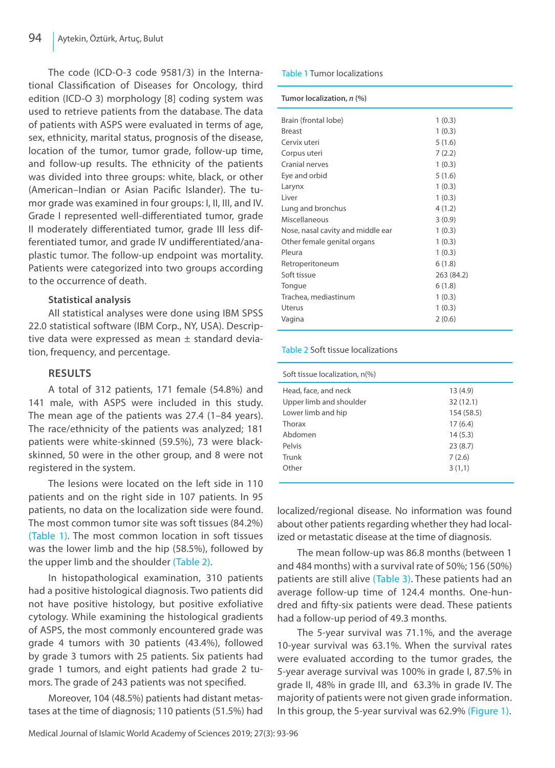The code (ICD-O-3 code 9581/3) in the International Classification of Diseases for Oncology, third edition (ICD-O 3) morphology [8] coding system was used to retrieve patients from the database. The data of patients with ASPS were evaluated in terms of age, sex, ethnicity, marital status, prognosis of the disease, location of the tumor, tumor grade, follow-up time, and follow-up results. The ethnicity of the patients was divided into three groups: white, black, or other (American–Indian or Asian Pacific Islander). The tumor grade was examined in four groups: I, II, III, and IV. Grade I represented well-differentiated tumor, grade II moderately differentiated tumor, grade III less differentiated tumor, and grade IV undifferentiated/anaplastic tumor. The follow-up endpoint was mortality. Patients were categorized into two groups according to the occurrence of death.

### Statistical analysis

All statistical analyses were done using IBM SPSS 22.0 statistical software (IBM Corp., NY, USA). Descriptive data were expressed as mean ± standard deviation, frequency, and percentage.

## RESULTS

A total of 312 patients, 171 female (54.8%) and 141 male, with ASPS were included in this study. The mean age of the patients was 27.4 (1–84 years). The race/ethnicity of the patients was analyzed; 181 patients were white-skinned (59.5%), 73 were black-skinned, 50 were in the other group, and 8 were not registered in the system.

The lesions were located on the left side in 110 patients and on the right side in 107 patients. In 95 patients, no data on the localization side were found. The most common tumor site was soft tissues (84.2%) (Table 1). The most common location in soft tissues was the lower limb and the hip (58.5%), followed by the upper limb and the shoulder (Table 2).

In histopathological examination, 310 patients had a positive histological diagnosis. Two patients did not have positive histology, but positive exfoliative cytology. While examining the histological gradients of ASPS, the most commonly encountered grade was grade 4 tumors with 30 patients (43.4%), followed by grade 3 tumors with 25 patients. Six patients had grade 1 tumors, and eight patients had grade 2 tumors. The grade of 243 patients was not specified.

Moreover, 104 (48.5%) patients had distant metastases at the time of diagnosis; 110 patients (51.5%) had localized/regional disease. No information was found about other patients regarding whether they had localized or metastatic disease at the time of diagnosis.

The mean follow-up was 86.8 months (between 1 and 484 months) with a survival rate of 50%; 156 (50%) patients are still alive (Table 3). These patients had an average follow-up time of 124.4 months. One-hundred and fifty-six patients were dead. These patients had a follow-up period of 49.3 months.

The 5-year survival was 71.1%, and the average 10-year survival was 63.1%. When the survival rates were evaluated according to the tumor grades, the 5-year average survival was 100% in grade I, 87.5% in grade II, 48% in grade III, and 63.3% in grade IV. The majority of patients were not given grade information. In this group, the 5-year survival was 62.9% (Figure 1).

Table 1 Tumor localizations

| **Tumor localization, *n* (%)** | |
|---|---|
| Brain (frontal lobe) | 1 (0.3) |
| Breast | 1 (0.3) |
| Cervix uteri | 5 (1.6) |
| Corpus uteri | 7 (2.2) |
| Cranial nerves | 1 (0.3) |
| Eye and orbid | 5 (1.6) |
| Larynx | 1 (0.3) |
| Liver | 1 (0.3) |
| Lung and bronchus | 4 (1.2) |
| Miscellaneous | 3 (0.9) |
| Nose, nasal cavity and middle ear | 1 (0.3) |
| Other female genital organs | 1 (0.3) |
| Pleura | 1 (0.3) |
| Retroperitoneum | 6 (1.8) |
| Soft tissue | 263 (84.2) |
| Tongue | 6 (1.8) |
| Trachea, mediastinum | 1 (0.3) |
| Uterus | 1 (0.3) |
| Vagina | 2 (0.6) |

Table 2 Soft tissue localizations

| Soft tissue localization, n(%) | |
|---|---|
| Head, face, and neck | 13 (4.9) |
| Upper limb and shoulder | 32 (12.1) |
| Lower limb and hip | 154 (58.5) |
| Thorax | 17 (6.4) |
| Abdomen | 14 (5.3) |
| Pelvis | 23 (8.7) |
| Trunk | 7 (2.6) |
| Other | 3 (1,1) |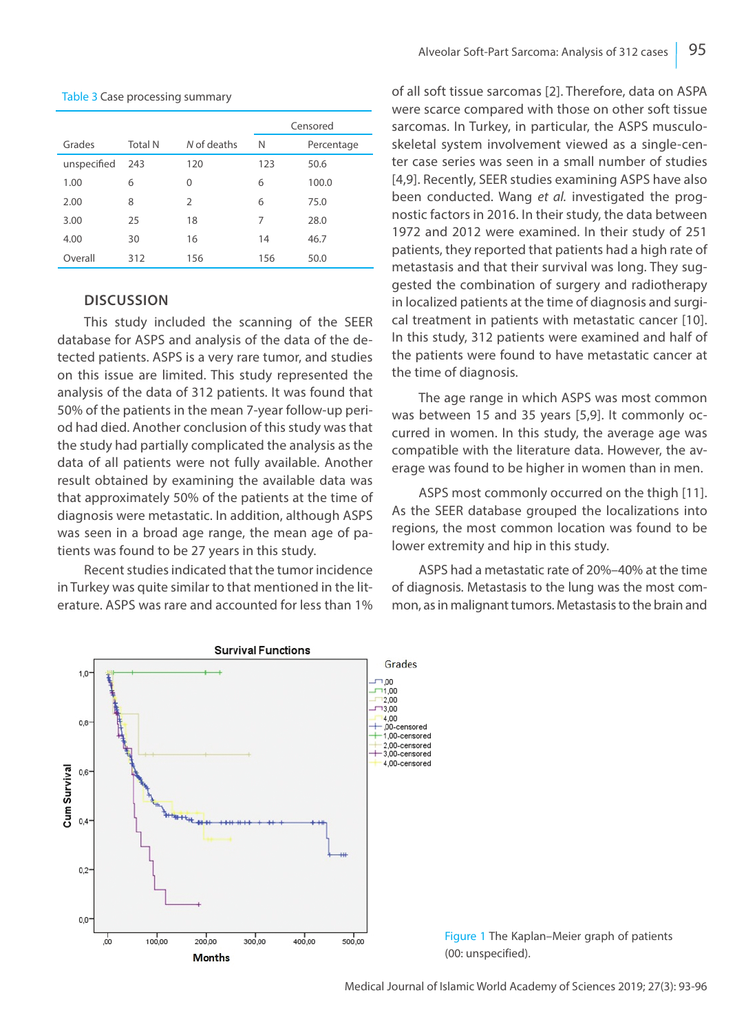Table 3 Case processing summary

| Grades | Total N | N of deaths | Censored | |
|---|---|---|---|---|
| | | | N | Percentage |
| unspecified | 243 | 120 | 123 | 50.6 |
| 1.00 | 6 | 0 | 6 | 100.0 |
| 2.00 | 8 | 2 | 6 | 75.0 |
| 3.00 | 25 | 18 | 7 | 28.0 |
| 4.00 | 30 | 16 | 14 | 46.7 |
| Overall | 312 | 156 | 156 | 50.0 |

## DISCUSSION

This study included the scanning of the SEER database for ASPS and analysis of the data of the detected patients. ASPS is a very rare tumor, and studies on this issue are limited. This study represented the analysis of the data of 312 patients. It was found that 50% of the patients in the mean 7-year follow-up period had died. Another conclusion of this study was that the study had partially complicated the analysis as the data of all patients were not fully available. Another result obtained by examining the available data was that approximately 50% of the patients at the time of diagnosis were metastatic. In addition, although ASPS was seen in a broad age range, the mean age of patients was found to be 27 years in this study.

Recent studies indicated that the tumor incidence in Turkey was quite similar to that mentioned in the literature. ASPS was rare and accounted for less than 1% of all soft tissue sarcomas [2]. Therefore, data on ASPA were scarce compared with those on other soft tissue sarcomas. In Turkey, in particular, the ASPS musculoskeletal system involvement viewed as a single-center case series was seen in a small number of studies [4,9]. Recently, SEER studies examining ASPS have also been conducted. Wang *et al.* investigated the prognostic factors in 2016. In their study, the data between 1972 and 2012 were examined. In their study of 251 patients, they reported that patients had a high rate of metastasis and that their survival was long. They suggested the combination of surgery and radiotherapy in localized patients at the time of diagnosis and surgical treatment in patients with metastatic cancer [10]. In this study, 312 patients were examined and half of the patients were found to have metastatic cancer at the time of diagnosis.

The age range in which ASPS was most common was between 15 and 35 years [5,9]. It commonly occurred in women. In this study, the average age was compatible with the literature data. However, the average was found to be higher in women than in men.

ASPS most commonly occurred on the thigh [11]. As the SEER database grouped the localizations into regions, the most common location was found to be lower extremity and hip in this study.

ASPS had a metastatic rate of 20%–40% at the time of diagnosis. Metastasis to the lung was the most common, as in malignant tumors. Metastasis to the brain and

Figure 1 The Kaplan–Meier graph of patients (00: unspecified).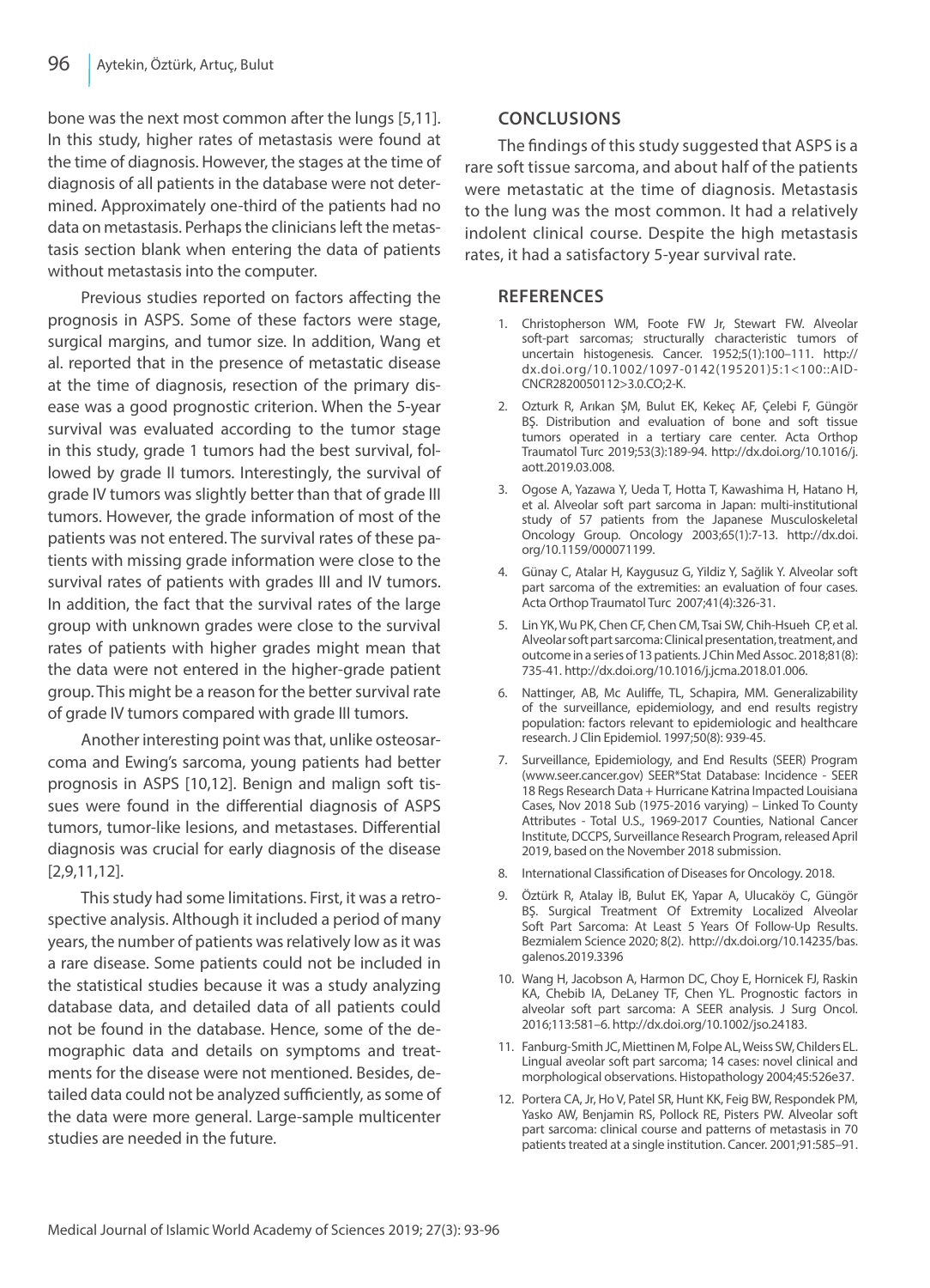bone was the next most common after the lungs [5,11]. In this study, higher rates of metastasis were found at the time of diagnosis. However, the stages at the time of diagnosis of all patients in the database were not determined. Approximately one-third of the patients had no data on metastasis. Perhaps the clinicians left the metastasis section blank when entering the data of patients without metastasis into the computer.

Previous studies reported on factors affecting the prognosis in ASPS. Some of these factors were stage, surgical margins, and tumor size. In addition, Wang et al. reported that in the presence of metastatic disease at the time of diagnosis, resection of the primary disease was a good prognostic criterion. When the 5-year survival was evaluated according to the tumor stage in this study, grade 1 tumors had the best survival, followed by grade II tumors. Interestingly, the survival of grade IV tumors was slightly better than that of grade III tumors. However, the grade information of most of the patients was not entered. The survival rates of these patients with missing grade information were close to the survival rates of patients with grades III and IV tumors. In addition, the fact that the survival rates of the large group with unknown grades were close to the survival rates of patients with higher grades might mean that the data were not entered in the higher-grade patient group. This might be a reason for the better survival rate of grade IV tumors compared with grade III tumors.

Another interesting point was that, unlike osteosarcoma and Ewing's sarcoma, young patients had better prognosis in ASPS [10,12]. Benign and malign soft tissues were found in the differential diagnosis of ASPS tumors, tumor-like lesions, and metastases. Differential diagnosis was crucial for early diagnosis of the disease [2,9,11,12].

This study had some limitations. First, it was a retrospective analysis. Although it included a period of many years, the number of patients was relatively low as it was a rare disease. Some patients could not be included in the statistical studies because it was a study analyzing database data, and detailed data of all patients could not be found in the database. Hence, some of the demographic data and details on symptoms and treatments for the disease were not mentioned. Besides, detailed data could not be analyzed sufficiently, as some of the data were more general. Large-sample multicenter studies are needed in the future.

## CONCLUSIONS

The findings of this study suggested that ASPS is a rare soft tissue sarcoma, and about half of the patients were metastatic at the time of diagnosis. Metastasis to the lung was the most common. It had a relatively indolent clinical course. Despite the high metastasis rates, it had a satisfactory 5-year survival rate.

## REFERENCES

1. Christopherson WM, Foote FW Jr, Stewart FW. Alveolar soft-part sarcomas; structurally characteristic tumors of uncertain histogenesis. Cancer. 1952;5(1):100–111. http://dx.doi.org/10.1002/1097-0142(195201)5:1<100::AID-CNCR2820050112>3.0.CO;2-K.
2. Ozturk R, Arıkan ŞM, Bulut EK, Kekeç AF, Çelebi F, Güngör BŞ. Distribution and evaluation of bone and soft tissue tumors operated in a tertiary care center. Acta Orthop Traumatol Turc 2019;53(3):189-94. http://dx.doi.org/10.1016/j.aott.2019.03.008.
3. Ogose A, Yazawa Y, Ueda T, Hotta T, Kawashima H, Hatano H, et al. Alveolar soft part sarcoma in Japan: multi-institutional study of 57 patients from the Japanese Musculoskeletal Oncology Group. Oncology 2003;65(1):7-13. http://dx.doi.org/10.1159/000071199.
4. Günay C, Atalar H, Kaygusuz G, Yildiz Y, Sağlik Y. Alveolar soft part sarcoma of the extremities: an evaluation of four cases. Acta Orthop Traumatol Turc 2007;41(4):326-31.
5. Lin YK, Wu PK, Chen CF, Chen CM, Tsai SW, Chih-Hsueh CP, et al. Alveolar soft part sarcoma: Clinical presentation, treatment, and outcome in a series of 13 patients. J Chin Med Assoc. 2018;81(8): 735-41. http://dx.doi.org/10.1016/j.jcma.2018.01.006.
6. Nattinger, AB, Mc Auliffe, TL, Schapira, MM. Generalizability of the surveillance, epidemiology, and end results registry population: factors relevant to epidemiologic and healthcare research. J Clin Epidemiol. 1997;50(8): 939-45.
7. Surveillance, Epidemiology, and End Results (SEER) Program (www.seer.cancer.gov) SEER*Stat Database: Incidence - SEER 18 Regs Research Data + Hurricane Katrina Impacted Louisiana Cases, Nov 2018 Sub (1975-2016 varying) – Linked To County Attributes - Total U.S., 1969-2017 Counties, National Cancer Institute, DCCPS, Surveillance Research Program, released April 2019, based on the November 2018 submission.
8. International Classification of Diseases for Oncology. 2018.
9. Öztürk R, Atalay İB, Bulut EK, Yapar A, Ulucaköy C, Güngör BŞ. Surgical Treatment Of Extremity Localized Alveolar Soft Part Sarcoma: At Least 5 Years Of Follow-Up Results. Bezmialem Science 2020; 8(2). http://dx.doi.org/10.14235/bas.galenos.2019.3396
10. Wang H, Jacobson A, Harmon DC, Choy E, Hornicek FJ, Raskin KA, Chebib IA, DeLaney TF, Chen YL. Prognostic factors in alveolar soft part sarcoma: A SEER analysis. J Surg Oncol. 2016;113:581–6. http://dx.doi.org/10.1002/jso.24183.
11. Fanburg-Smith JC, Miettinen M, Folpe AL, Weiss SW, Childers EL. Lingual aveolar soft part sarcoma; 14 cases: novel clinical and morphological observations. Histopathology 2004;45:526e37.
12. Portera CA, Jr, Ho V, Patel SR, Hunt KK, Feig BW, Respondek PM, Yasko AW, Benjamin RS, Pollock RE, Pisters PW. Alveolar soft part sarcoma: clinical course and patterns of metastasis in 70 patients treated at a single institution. Cancer. 2001;91:585–91.